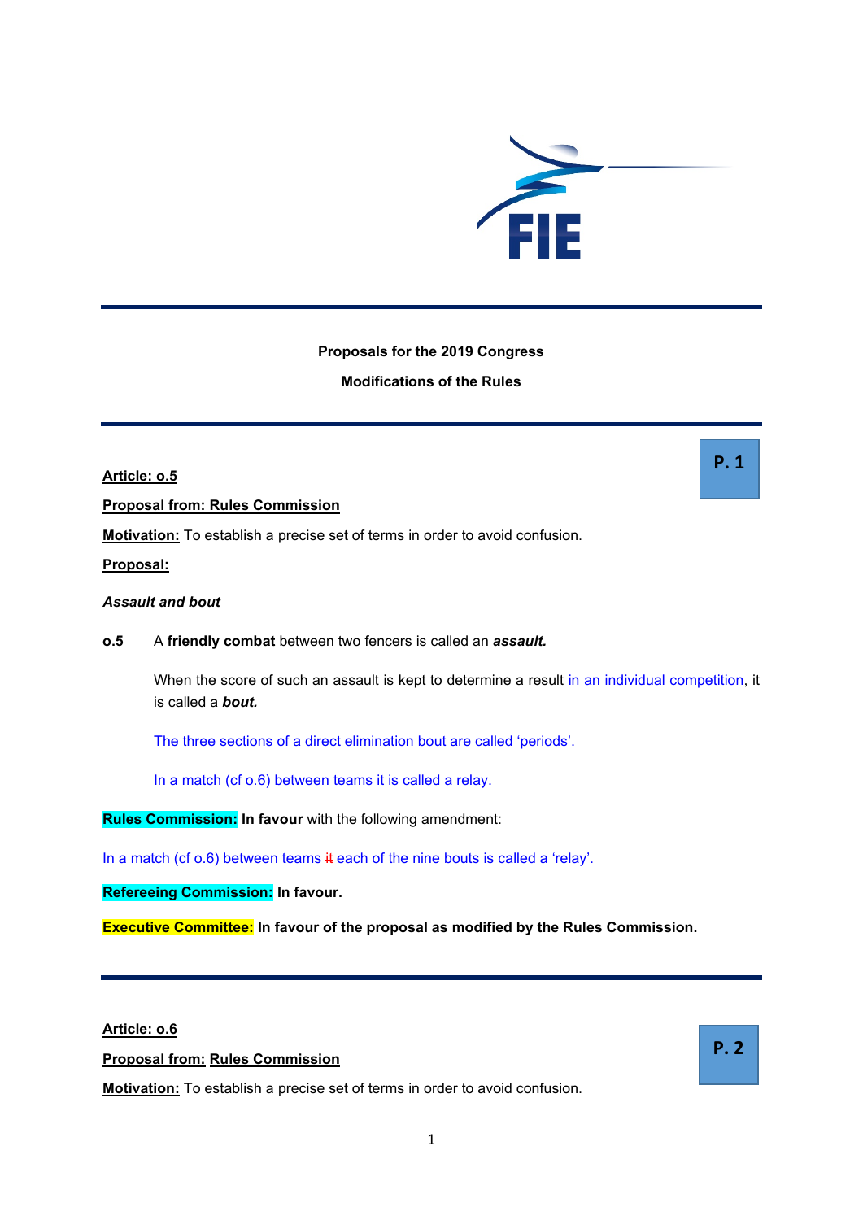**Proposals for the 2019 Congress**

**Modifications of the Rules**

---

**P. 1**

**Article: o.5**

**Proposal from: Rules Commission**

**Motivation:** To establish a precise set of terms in order to avoid confusion.

**Proposal:**

***Assault and bout***

**o.5** A **friendly combat** between two fencers is called an ***assault.***

When the score of such an assault is kept to determine a result in an individual competition, it is called a ***bout.***

The three sections of a direct elimination bout are called 'periods'.

In a match (cf o.6) between teams it is called a relay.

**Rules Commission:** **In favour** with the following amendment:

In a match (cf o.6) between teams ~~it~~ each of the nine bouts is called a 'relay'.

**Refereeing Commission:** **In favour.**

**Executive Committee:** **In favour of the proposal as modified by the Rules Commission.**

---

**P. 2**

**Article: o.6**

**Proposal from: Rules Commission**

**Motivation:** To establish a precise set of terms in order to avoid confusion.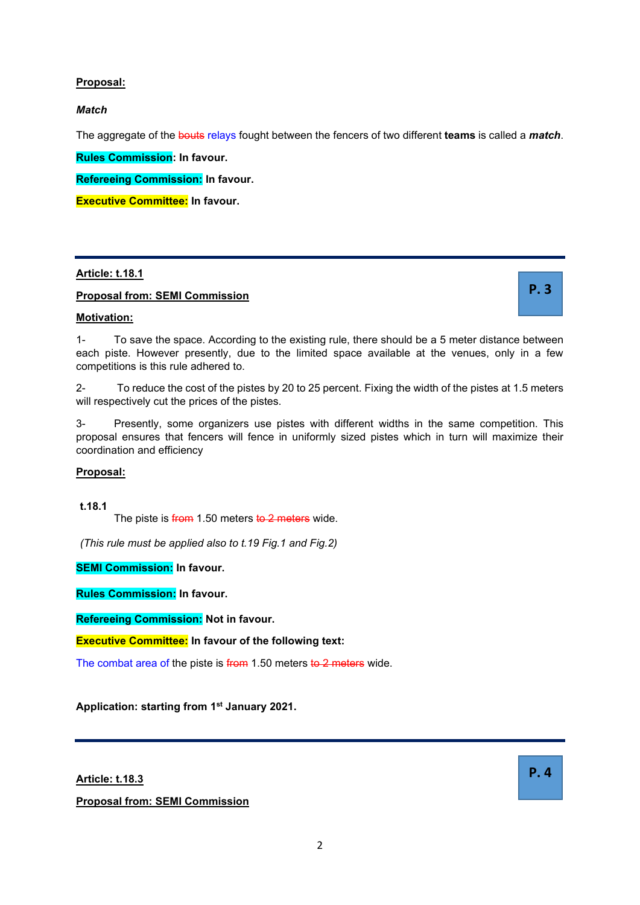**Proposal:**

***Match***

The aggregate of the ~~bouts~~ relays fought between the fencers of two different **teams** is called a ***match***.

**Rules Commission: In favour.**

**Refereeing Commission: In favour.**

**Executive Committee: In favour.**

---

**Article: t.18.1**

**P. 3**

**Proposal from: SEMI Commission**

**Motivation:**

1- To save the space. According to the existing rule, there should be a 5 meter distance between each piste. However presently, due to the limited space available at the venues, only in a few competitions is this rule adhered to.

2- To reduce the cost of the pistes by 20 to 25 percent. Fixing the width of the pistes at 1.5 meters will respectively cut the prices of the pistes.

3- Presently, some organizers use pistes with different widths in the same competition. This proposal ensures that fencers will fence in uniformly sized pistes which in turn will maximize their coordination and efficiency

**Proposal:**

**t.18.1**
The piste is ~~from~~ 1.50 meters ~~to 2 meters~~ wide.

*(This rule must be applied also to t.19 Fig.1 and Fig.2)*

**SEMI Commission: In favour.**

**Rules Commission: In favour.**

**Refereeing Commission: Not in favour.**

**Executive Committee: In favour of the following text:**

The combat area of the piste is ~~from~~ 1.50 meters ~~to 2 meters~~ wide.

**Application: starting from 1st January 2021.**

---

**Article: t.18.3**

**P. 4**

**Proposal from: SEMI Commission**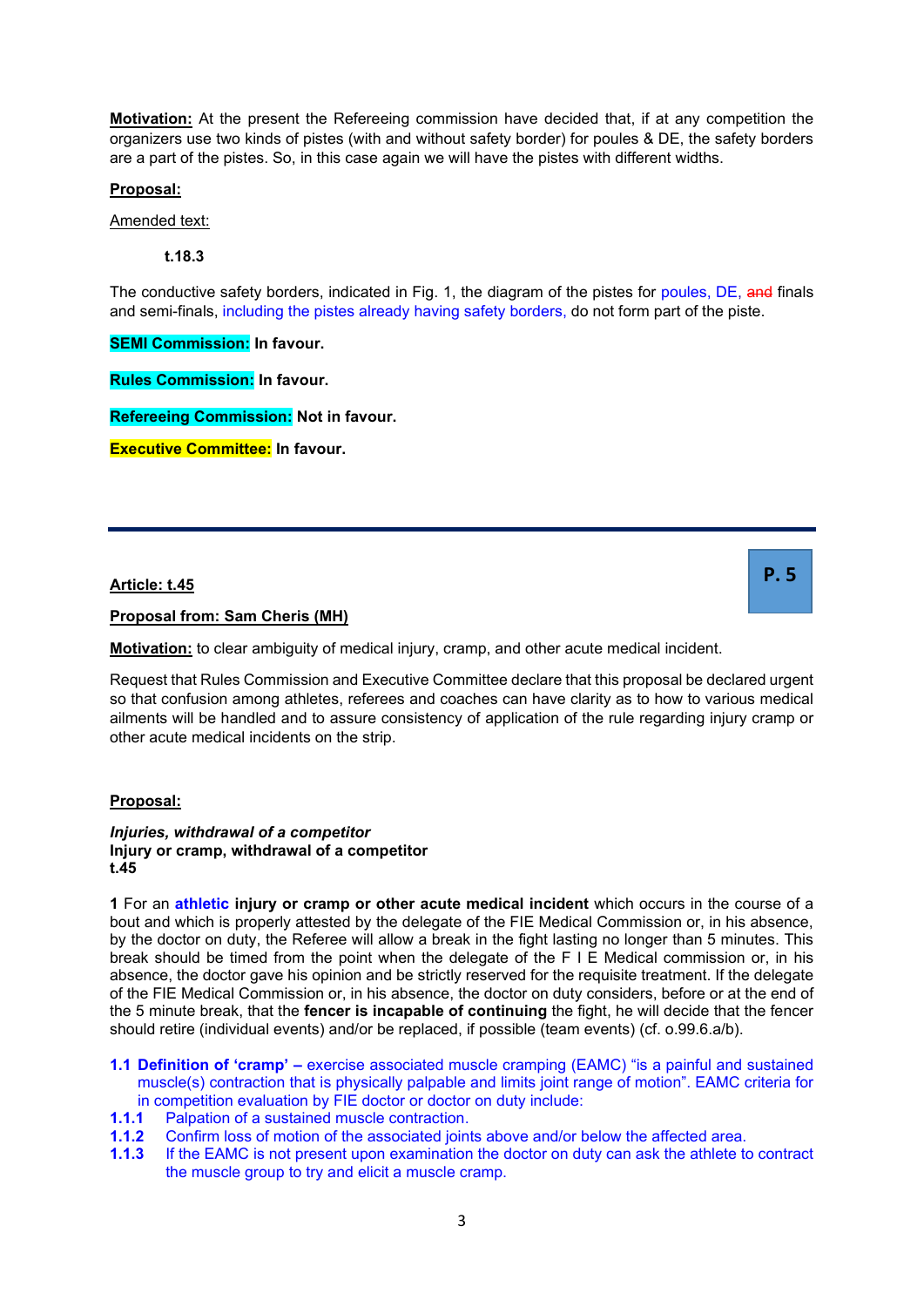**Motivation:** At the present the Refereeing commission have decided that, if at any competition the organizers use two kinds of pistes (with and without safety border) for poules & DE, the safety borders are a part of the pistes. So, in this case again we will have the pistes with different widths.

**Proposal:**

Amended text:

**t.18.3**

The conductive safety borders, indicated in Fig. 1, the diagram of the pistes for poules, DE, ~~and~~ finals and semi-finals, including the pistes already having safety borders, do not form part of the piste.

**SEMI Commission:** **In favour.**

**Rules Commission:** **In favour.**

**Refereeing Commission:** **Not in favour.**

**Executive Committee:** **In favour.**

---

**P. 5**

**Article: t.45**

**Proposal from: Sam Cheris (MH)**

**Motivation:** to clear ambiguity of medical injury, cramp, and other acute medical incident.

Request that Rules Commission and Executive Committee declare that this proposal be declared urgent so that confusion among athletes, referees and coaches can have clarity as to how to various medical ailments will be handled and to assure consistency of application of the rule regarding injury cramp or other acute medical incidents on the strip.

**Proposal:**

***Injuries, withdrawal of a competitor***
**Injury or cramp, withdrawal of a competitor**
**t.45**

**1** For an **athletic** **injury or cramp or other acute medical incident** which occurs in the course of a bout and which is properly attested by the delegate of the FIE Medical Commission or, in his absence, by the doctor on duty, the Referee will allow a break in the fight lasting no longer than 5 minutes. This break should be timed from the point when the delegate of the F I E Medical commission or, in his absence, the doctor gave his opinion and be strictly reserved for the requisite treatment. If the delegate of the FIE Medical Commission or, in his absence, the doctor on duty considers, before or at the end of the 5 minute break, that the **fencer is incapable of continuing** the fight, he will decide that the fencer should retire (individual events) and/or be replaced, if possible (team events) (cf. o.99.6.a/b).

**1.1 Definition of 'cramp' –** exercise associated muscle cramping (EAMC) "is a painful and sustained muscle(s) contraction that is physically palpable and limits joint range of motion". EAMC criteria for in competition evaluation by FIE doctor or doctor on duty include:

**1.1.1** Palpation of a sustained muscle contraction.

**1.1.2** Confirm loss of motion of the associated joints above and/or below the affected area.

**1.1.3** If the EAMC is not present upon examination the doctor on duty can ask the athlete to contract the muscle group to try and elicit a muscle cramp.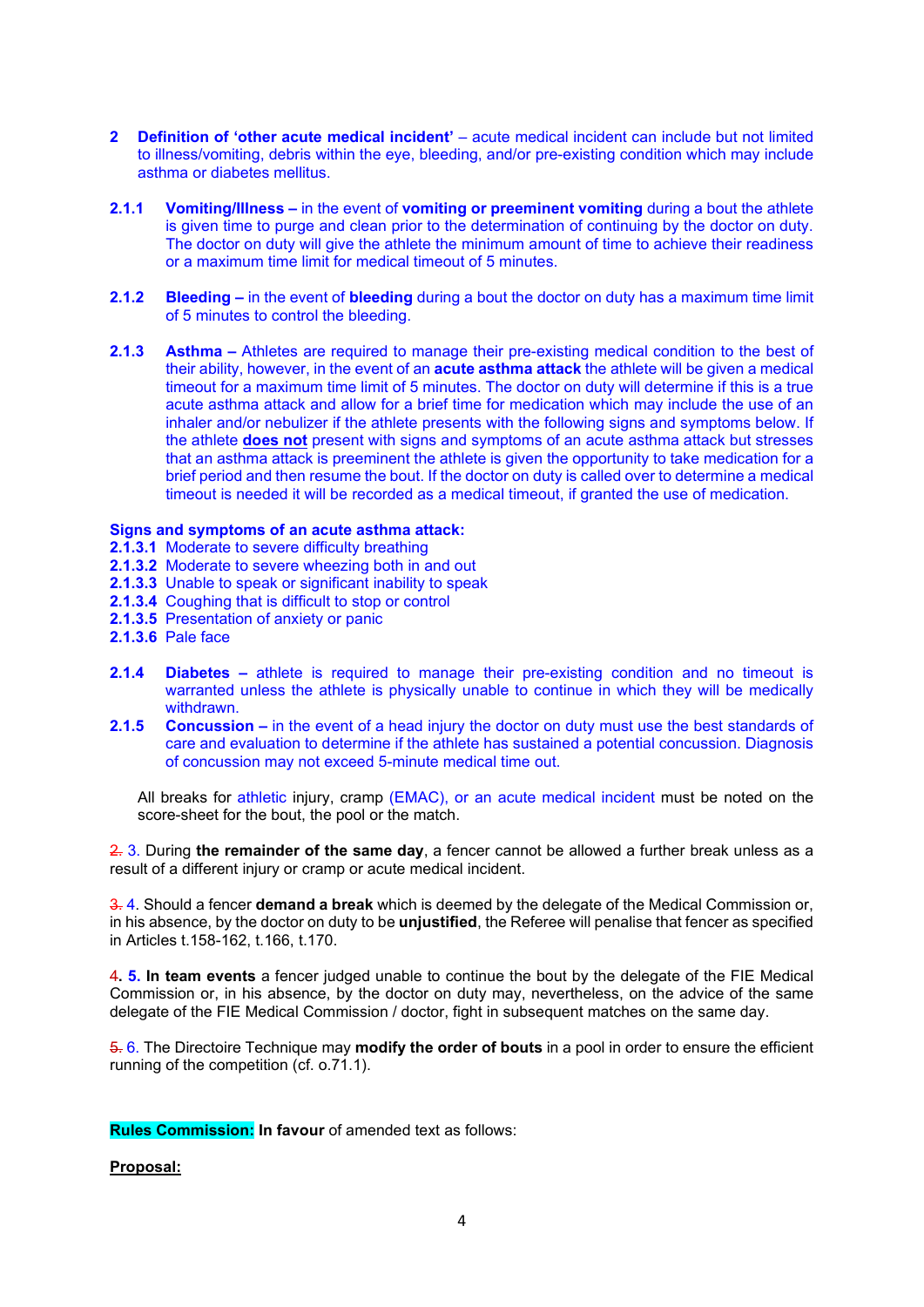**2 Definition of 'other acute medical incident'** – acute medical incident can include but not limited to illness/vomiting, debris within the eye, bleeding, and/or pre-existing condition which may include asthma or diabetes mellitus.

**2.1.1 Vomiting/Illness –** in the event of **vomiting or preeminent vomiting** during a bout the athlete is given time to purge and clean prior to the determination of continuing by the doctor on duty. The doctor on duty will give the athlete the minimum amount of time to achieve their readiness or a maximum time limit for medical timeout of 5 minutes.

**2.1.2 Bleeding –** in the event of **bleeding** during a bout the doctor on duty has a maximum time limit of 5 minutes to control the bleeding.

**2.1.3 Asthma –** Athletes are required to manage their pre-existing medical condition to the best of their ability, however, in the event of an **acute asthma attack** the athlete will be given a medical timeout for a maximum time limit of 5 minutes. The doctor on duty will determine if this is a true acute asthma attack and allow for a brief time for medication which may include the use of an inhaler and/or nebulizer if the athlete presents with the following signs and symptoms below. If the athlete **does not** present with signs and symptoms of an acute asthma attack but stresses that an asthma attack is preeminent the athlete is given the opportunity to take medication for a brief period and then resume the bout. If the doctor on duty is called over to determine a medical timeout is needed it will be recorded as a medical timeout, if granted the use of medication.

**Signs and symptoms of an acute asthma attack:**

**2.1.3.1** Moderate to severe difficulty breathing
**2.1.3.2** Moderate to severe wheezing both in and out
**2.1.3.3** Unable to speak or significant inability to speak
**2.1.3.4** Coughing that is difficult to stop or control
**2.1.3.5** Presentation of anxiety or panic
**2.1.3.6** Pale face

**2.1.4 Diabetes –** athlete is required to manage their pre-existing condition and no timeout is warranted unless the athlete is physically unable to continue in which they will be medically withdrawn.

**2.1.5 Concussion –** in the event of a head injury the doctor on duty must use the best standards of care and evaluation to determine if the athlete has sustained a potential concussion. Diagnosis of concussion may not exceed 5-minute medical time out.

All breaks for athletic injury, cramp (EMAC), or an acute medical incident must be noted on the score-sheet for the bout, the pool or the match.

~~2.~~ 3. During **the remainder of the same day**, a fencer cannot be allowed a further break unless as a result of a different injury or cramp or acute medical incident.

~~3.~~ 4. Should a fencer **demand a break** which is deemed by the delegate of the Medical Commission or, in his absence, by the doctor on duty to be **unjustified**, the Referee will penalise that fencer as specified in Articles t.158-162, t.166, t.170.

~~4.~~ **5. In team events** a fencer judged unable to continue the bout by the delegate of the FIE Medical Commission or, in his absence, by the doctor on duty may, nevertheless, on the advice of the same delegate of the FIE Medical Commission / doctor, fight in subsequent matches on the same day.

~~5.~~ 6. The Directoire Technique may **modify the order of bouts** in a pool in order to ensure the efficient running of the competition (cf. o.71.1).

**Rules Commission: In favour** of amended text as follows:

**Proposal:**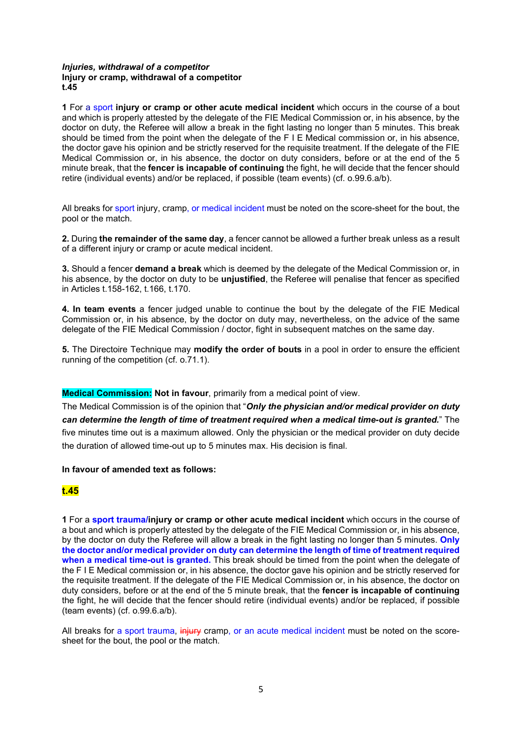***Injuries, withdrawal of a competitor***
**Injury or cramp, withdrawal of a competitor**
**t.45**

**1** For a sport **injury or cramp or other acute medical incident** which occurs in the course of a bout and which is properly attested by the delegate of the FIE Medical Commission or, in his absence, by the doctor on duty, the Referee will allow a break in the fight lasting no longer than 5 minutes. This break should be timed from the point when the delegate of the F I E Medical commission or, in his absence, the doctor gave his opinion and be strictly reserved for the requisite treatment. If the delegate of the FIE Medical Commission or, in his absence, the doctor on duty considers, before or at the end of the 5 minute break, that the **fencer is incapable of continuing** the fight, he will decide that the fencer should retire (individual events) and/or be replaced, if possible (team events) (cf. o.99.6.a/b).

All breaks for sport injury, cramp, or medical incident must be noted on the score-sheet for the bout, the pool or the match.

**2.** During **the remainder of the same day**, a fencer cannot be allowed a further break unless as a result of a different injury or cramp or acute medical incident.

**3.** Should a fencer **demand a break** which is deemed by the delegate of the Medical Commission or, in his absence, by the doctor on duty to be **unjustified**, the Referee will penalise that fencer as specified in Articles t.158-162, t.166, t.170.

**4. In team events** a fencer judged unable to continue the bout by the delegate of the FIE Medical Commission or, in his absence, by the doctor on duty may, nevertheless, on the advice of the same delegate of the FIE Medical Commission / doctor, fight in subsequent matches on the same day.

**5.** The Directoire Technique may **modify the order of bouts** in a pool in order to ensure the efficient running of the competition (cf. o.71.1).

**Medical Commission: Not in favour**, primarily from a medical point of view.

The Medical Commission is of the opinion that "***Only the physician and/or medical provider on duty can determine the length of time of treatment required when a medical time-out is granted.***" The five minutes time out is a maximum allowed. Only the physician or the medical provider on duty decide the duration of allowed time-out up to 5 minutes max. His decision is final.

**In favour of amended text as follows:**

**t.45**

**1** For a **sport trauma/injury or cramp or other acute medical incident** which occurs in the course of a bout and which is properly attested by the delegate of the FIE Medical Commission or, in his absence, by the doctor on duty the Referee will allow a break in the fight lasting no longer than 5 minutes. **Only the doctor and/or medical provider on duty can determine the length of time of treatment required when a medical time-out is granted.** This break should be timed from the point when the delegate of the F I E Medical commission or, in his absence, the doctor gave his opinion and be strictly reserved for the requisite treatment. If the delegate of the FIE Medical Commission or, in his absence, the doctor on duty considers, before or at the end of the 5 minute break, that the **fencer is incapable of continuing** the fight, he will decide that the fencer should retire (individual events) and/or be replaced, if possible (team events) (cf. o.99.6.a/b).

All breaks for a sport trauma, ~~injury~~ cramp, or an acute medical incident must be noted on the score-sheet for the bout, the pool or the match.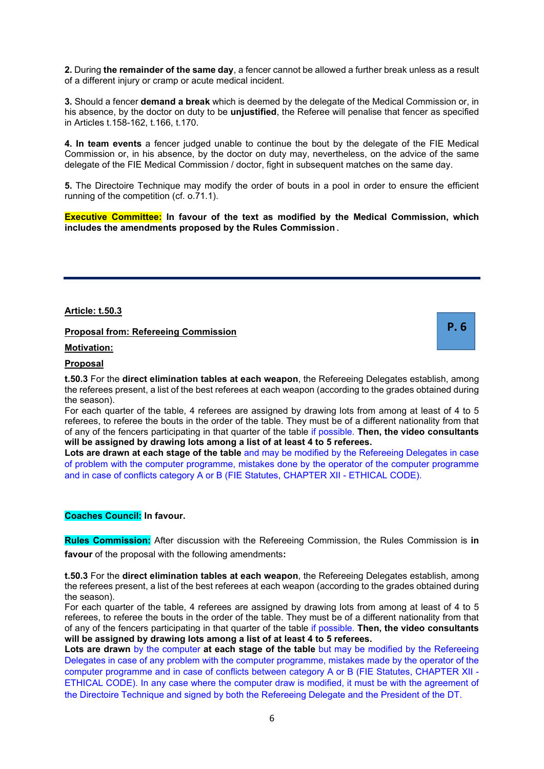**2.** During **the remainder of the same day**, a fencer cannot be allowed a further break unless as a result of a different injury or cramp or acute medical incident.

**3.** Should a fencer **demand a break** which is deemed by the delegate of the Medical Commission or, in his absence, by the doctor on duty to be **unjustified**, the Referee will penalise that fencer as specified in Articles t.158-162, t.166, t.170.

**4. In team events** a fencer judged unable to continue the bout by the delegate of the FIE Medical Commission or, in his absence, by the doctor on duty may, nevertheless, on the advice of the same delegate of the FIE Medical Commission / doctor, fight in subsequent matches on the same day.

**5.** The Directoire Technique may modify the order of bouts in a pool in order to ensure the efficient running of the competition (cf. o.71.1).

**Executive Committee: In favour of the text as modified by the Medical Commission, which includes the amendments proposed by the Rules Commission.**

---

**Article: t.50.3**

**P. 6**

**Proposal from: Refereeing Commission**

**Motivation:**

**Proposal**

**t.50.3** For the **direct elimination tables at each weapon**, the Refereeing Delegates establish, among the referees present, a list of the best referees at each weapon (according to the grades obtained during the season).
For each quarter of the table, 4 referees are assigned by drawing lots from among at least of 4 to 5 referees, to referee the bouts in the order of the table. They must be of a different nationality from that of any of the fencers participating in that quarter of the table if possible. **Then, the video consultants will be assigned by drawing lots among a list of at least 4 to 5 referees.**
**Lots are drawn at each stage of the table** and may be modified by the Refereeing Delegates in case of problem with the computer programme, mistakes done by the operator of the computer programme and in case of conflicts category A or B (FIE Statutes, CHAPTER XII - ETHICAL CODE).

**Coaches Council: In favour.**

**Rules Commission:** After discussion with the Refereeing Commission, the Rules Commission is **in favour** of the proposal with the following amendments**:**

**t.50.3** For the **direct elimination tables at each weapon**, the Refereeing Delegates establish, among the referees present, a list of the best referees at each weapon (according to the grades obtained during the season).
For each quarter of the table, 4 referees are assigned by drawing lots from among at least of 4 to 5 referees, to referee the bouts in the order of the table. They must be of a different nationality from that of any of the fencers participating in that quarter of the table if possible. **Then, the video consultants will be assigned by drawing lots among a list of at least 4 to 5 referees.**
**Lots are drawn** by the computer **at each stage of the table** but may be modified by the Refereeing Delegates in case of any problem with the computer programme, mistakes made by the operator of the computer programme and in case of conflicts between category A or B (FIE Statutes, CHAPTER XII - ETHICAL CODE). In any case where the computer draw is modified, it must be with the agreement of the Directoire Technique and signed by both the Refereeing Delegate and the President of the DT.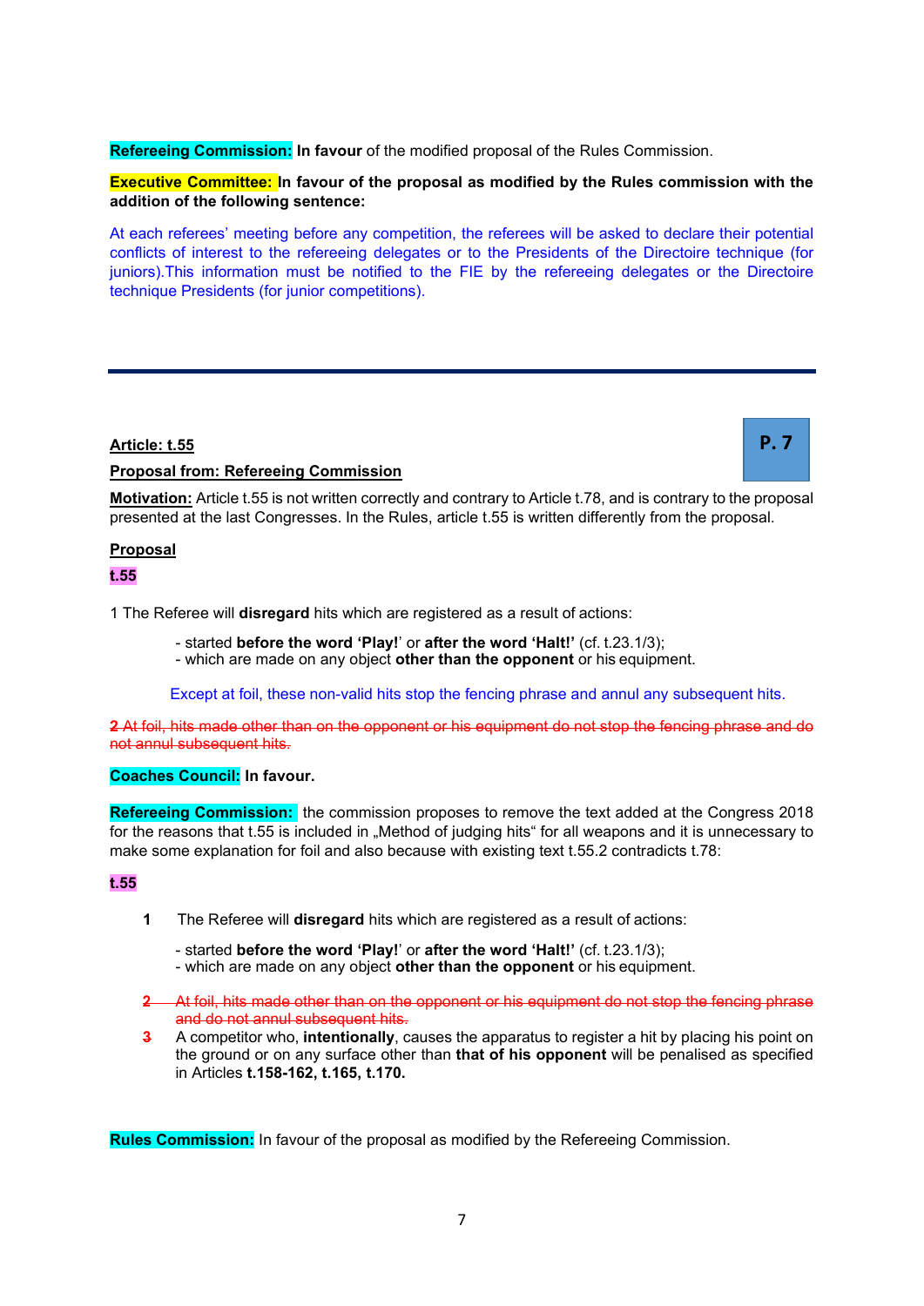**Refereeing Commission:** **In favour** of the modified proposal of the Rules Commission.

**Executive Committee:** **In favour of the proposal as modified by the Rules commission with the addition of the following sentence:**

At each referees' meeting before any competition, the referees will be asked to declare their potential conflicts of interest to the refereeing delegates or to the Presidents of the Directoire technique (for juniors).This information must be notified to the FIE by the refereeing delegates or the Directoire technique Presidents (for junior competitions).

---

**P. 7**

**Article: t.55**

**Proposal from: Refereeing Commission**

**Motivation:** Article t.55 is not written correctly and contrary to Article t.78, and is contrary to the proposal presented at the last Congresses. In the Rules, article t.55 is written differently from the proposal.

**Proposal**

**t.55**

1 The Referee will **disregard** hits which are registered as a result of actions:

- started **before the word 'Play!'** or **after the word 'Halt!'** (cf. t.23.1/3);
- which are made on any object **other than the opponent** or his equipment.

Except at foil, these non-valid hits stop the fencing phrase and annul any subsequent hits.

~~2 At foil, hits made other than on the opponent or his equipment do not stop the fencing phrase and do not annul subsequent hits.~~

**Coaches Council:** **In favour.**

**Refereeing Commission:** the commission proposes to remove the text added at the Congress 2018 for the reasons that t.55 is included in „Method of judging hits" for all weapons and it is unnecessary to make some explanation for foil and also because with existing text t.55.2 contradicts t.78:

**t.55**

**1** The Referee will **disregard** hits which are registered as a result of actions:

- started **before the word 'Play!'** or **after the word 'Halt!'** (cf. t.23.1/3);
- which are made on any object **other than the opponent** or his equipment.

~~**2** At foil, hits made other than on the opponent or his equipment do not stop the fencing phrase and do not annul subsequent hits.~~

~~**3**~~ A competitor who, **intentionally**, causes the apparatus to register a hit by placing his point on the ground or on any surface other than **that of his opponent** will be penalised as specified in Articles **t.158-162, t.165, t.170.**

**Rules Commission:** In favour of the proposal as modified by the Refereeing Commission.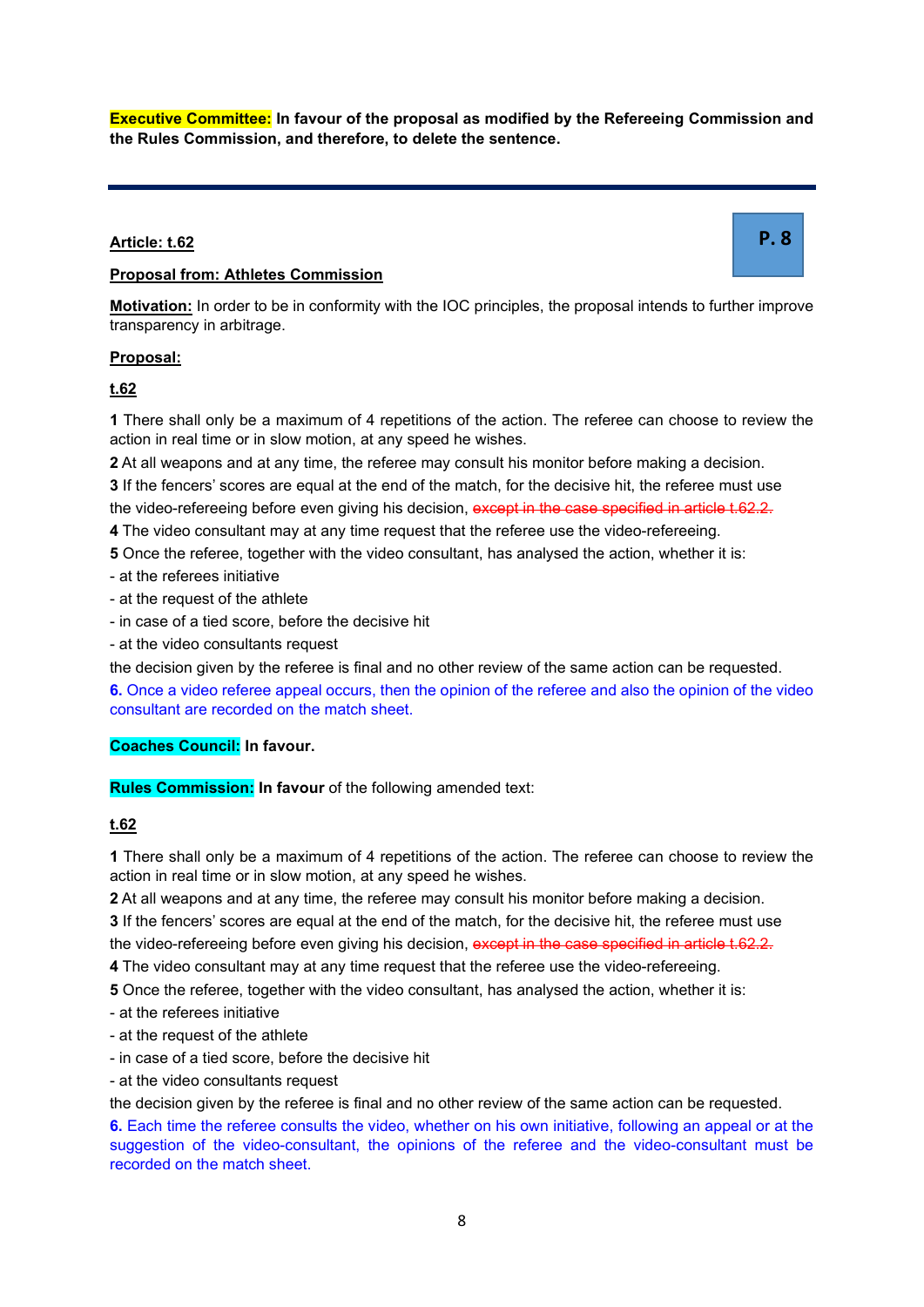**Executive Committee:** In favour of the proposal as modified by the Refereeing Commission and the Rules Commission, and therefore, to delete the sentence.

---

**P. 8**

**Article: t.62**

**Proposal from: Athletes Commission**

**Motivation:** In order to be in conformity with the IOC principles, the proposal intends to further improve transparency in arbitrage.

**Proposal:**

**t.62**

**1** There shall only be a maximum of 4 repetitions of the action. The referee can choose to review the action in real time or in slow motion, at any speed he wishes.
**2** At all weapons and at any time, the referee may consult his monitor before making a decision.
**3** If the fencers' scores are equal at the end of the match, for the decisive hit, the referee must use the video-refereeing before even giving his decision, ~~except in the case specified in article t.62.2.~~
**4** The video consultant may at any time request that the referee use the video-refereeing.
**5** Once the referee, together with the video consultant, has analysed the action, whether it is:
- at the referees initiative
- at the request of the athlete
- in case of a tied score, before the decisive hit
- at the video consultants request

the decision given by the referee is final and no other review of the same action can be requested.
**6.** Once a video referee appeal occurs, then the opinion of the referee and also the opinion of the video consultant are recorded on the match sheet.

**Coaches Council:** **In favour.**

**Rules Commission:** **In favour** of the following amended text:

**t.62**

**1** There shall only be a maximum of 4 repetitions of the action. The referee can choose to review the action in real time or in slow motion, at any speed he wishes.
**2** At all weapons and at any time, the referee may consult his monitor before making a decision.
**3** If the fencers' scores are equal at the end of the match, for the decisive hit, the referee must use the video-refereeing before even giving his decision, ~~except in the case specified in article t.62.2.~~
**4** The video consultant may at any time request that the referee use the video-refereeing.
**5** Once the referee, together with the video consultant, has analysed the action, whether it is:
- at the referees initiative
- at the request of the athlete
- in case of a tied score, before the decisive hit
- at the video consultants request

the decision given by the referee is final and no other review of the same action can be requested.
**6.** Each time the referee consults the video, whether on his own initiative, following an appeal or at the suggestion of the video-consultant, the opinions of the referee and the video-consultant must be recorded on the match sheet.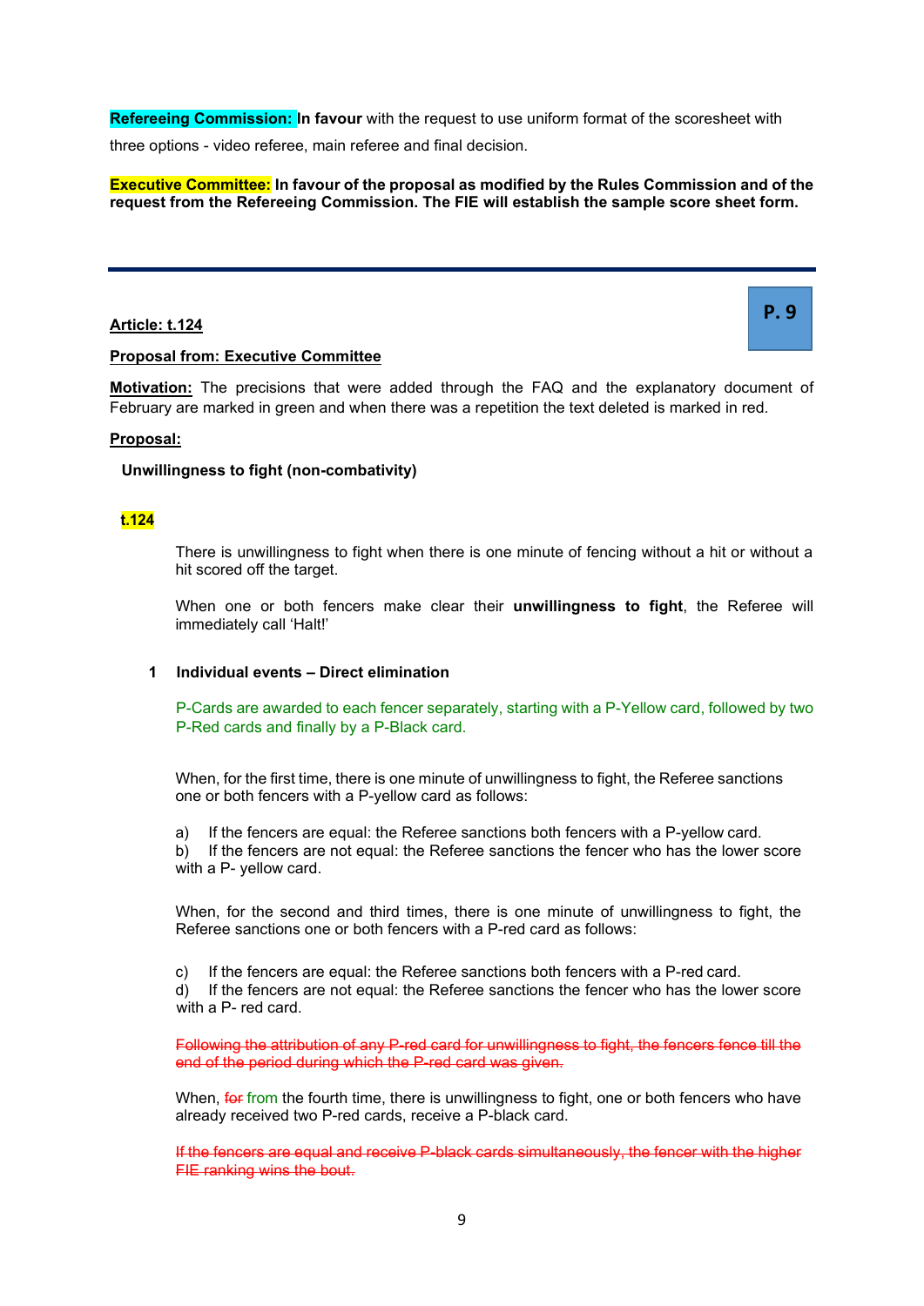**Refereeing Commission:** **In favour** with the request to use uniform format of the scoresheet with three options - video referee, main referee and final decision.

**Executive Committee: In favour of the proposal as modified by the Rules Commission and of the request from the Refereeing Commission. The FIE will establish the sample score sheet form.**

---

**P. 9**

**Article: t.124**

**Proposal from: Executive Committee**

**Motivation:** The precisions that were added through the FAQ and the explanatory document of February are marked in green and when there was a repetition the text deleted is marked in red.

**Proposal:**

**Unwillingness to fight (non-combativity)**

**t.124**

There is unwillingness to fight when there is one minute of fencing without a hit or without a hit scored off the target.

When one or both fencers make clear their **unwillingness to fight**, the Referee will immediately call 'Halt!'

**1 Individual events – Direct elimination**

P-Cards are awarded to each fencer separately, starting with a P-Yellow card, followed by two P-Red cards and finally by a P-Black card.

When, for the first time, there is one minute of unwillingness to fight, the Referee sanctions one or both fencers with a P-yellow card as follows:

a) If the fencers are equal: the Referee sanctions both fencers with a P-yellow card.
b) If the fencers are not equal: the Referee sanctions the fencer who has the lower score with a P- yellow card.

When, for the second and third times, there is one minute of unwillingness to fight, the Referee sanctions one or both fencers with a P-red card as follows:

c) If the fencers are equal: the Referee sanctions both fencers with a P-red card.
d) If the fencers are not equal: the Referee sanctions the fencer who has the lower score with a P- red card.

~~Following the attribution of any P-red card for unwillingness to fight, the fencers fence till the end of the period during which the P-red card was given.~~

When, ~~for~~ from the fourth time, there is unwillingness to fight, one or both fencers who have already received two P-red cards, receive a P-black card.

~~If the fencers are equal and receive P-black cards simultaneously, the fencer with the higher FIE ranking wins the bout.~~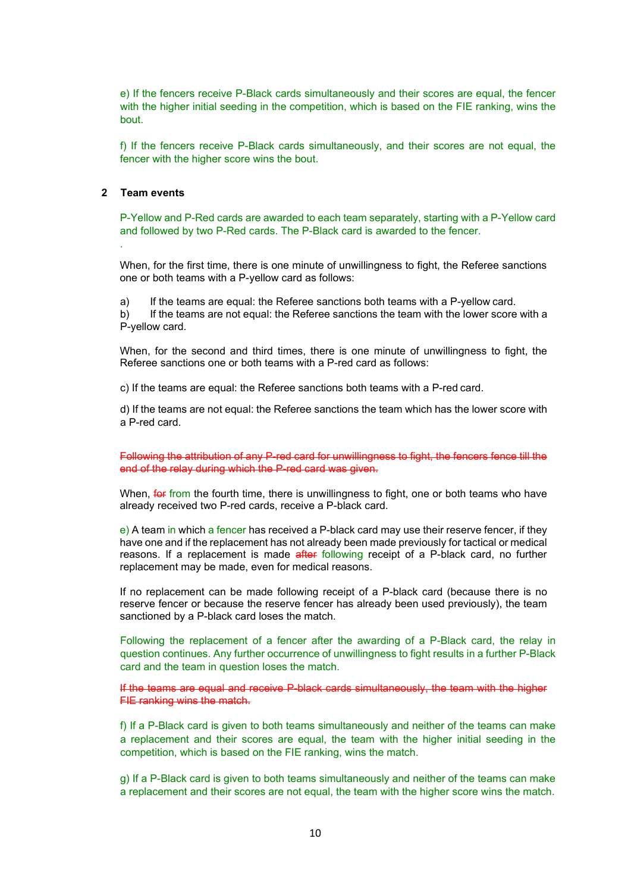e) If the fencers receive P-Black cards simultaneously and their scores are equal, the fencer with the higher initial seeding in the competition, which is based on the FIE ranking, wins the bout.

f) If the fencers receive P-Black cards simultaneously, and their scores are not equal, the fencer with the higher score wins the bout.

## 2 Team events

P-Yellow and P-Red cards are awarded to each team separately, starting with a P-Yellow card and followed by two P-Red cards. The P-Black card is awarded to the fencer.

.

When, for the first time, there is one minute of unwillingness to fight, the Referee sanctions one or both teams with a P-yellow card as follows:

a) If the teams are equal: the Referee sanctions both teams with a P-yellow card.
b) If the teams are not equal: the Referee sanctions the team with the lower score with a P-yellow card.

When, for the second and third times, there is one minute of unwillingness to fight, the Referee sanctions one or both teams with a P-red card as follows:

c) If the teams are equal: the Referee sanctions both teams with a P-red card.

d) If the teams are not equal: the Referee sanctions the team which has the lower score with a P-red card.

~~Following the attribution of any P-red card for unwillingness to fight, the fencers fence till the end of the relay during which the P-red card was given.~~

When, ~~for~~ from the fourth time, there is unwillingness to fight, one or both teams who have already received two P-red cards, receive a P-black card.

e) A team in which a fencer has received a P-black card may use their reserve fencer, if they have one and if the replacement has not already been made previously for tactical or medical reasons. If a replacement is made ~~after~~ following receipt of a P-black card, no further replacement may be made, even for medical reasons.

If no replacement can be made following receipt of a P-black card (because there is no reserve fencer or because the reserve fencer has already been used previously), the team sanctioned by a P-black card loses the match.

Following the replacement of a fencer after the awarding of a P-Black card, the relay in question continues. Any further occurrence of unwillingness to fight results in a further P-Black card and the team in question loses the match.

~~If the teams are equal and receive P-black cards simultaneously, the team with the higher FIE ranking wins the match.~~

f) If a P-Black card is given to both teams simultaneously and neither of the teams can make a replacement and their scores are equal, the team with the higher initial seeding in the competition, which is based on the FIE ranking, wins the match.

g) If a P-Black card is given to both teams simultaneously and neither of the teams can make a replacement and their scores are not equal, the team with the higher score wins the match.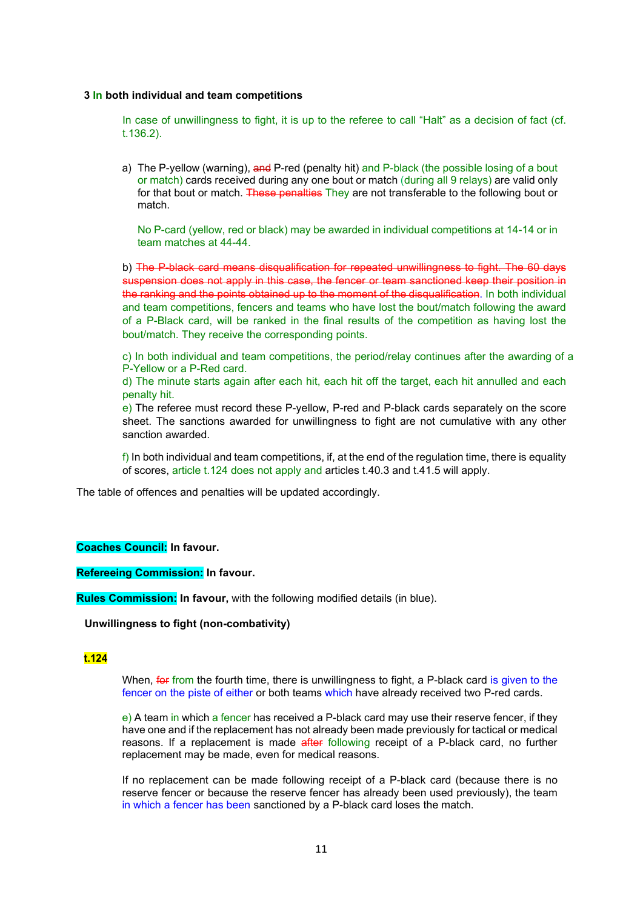**3 In both individual and team competitions**

In case of unwillingness to fight, it is up to the referee to call "Halt" as a decision of fact (cf. t.136.2).

a) The P-yellow (warning), ~~and~~ P-red (penalty hit) and P-black (the possible losing of a bout or match) cards received during any one bout or match (during all 9 relays) are valid only for that bout or match. ~~These penalties~~ They are not transferable to the following bout or match.

No P-card (yellow, red or black) may be awarded in individual competitions at 14-14 or in team matches at 44-44.

b) ~~The P-black card means disqualification for repeated unwillingness to fight. The 60 days suspension does not apply in this case, the fencer or team sanctioned keep their position in the ranking and the points obtained up to the moment of the disqualification.~~ In both individual and team competitions, fencers and teams who have lost the bout/match following the award of a P-Black card, will be ranked in the final results of the competition as having lost the bout/match. They receive the corresponding points.

c) In both individual and team competitions, the period/relay continues after the awarding of a P-Yellow or a P-Red card.

d) The minute starts again after each hit, each hit off the target, each hit annulled and each penalty hit.

e) The referee must record these P-yellow, P-red and P-black cards separately on the score sheet. The sanctions awarded for unwillingness to fight are not cumulative with any other sanction awarded.

f) In both individual and team competitions, if, at the end of the regulation time, there is equality of scores, article t.124 does not apply and articles t.40.3 and t.41.5 will apply.

The table of offences and penalties will be updated accordingly.

**Coaches Council: In favour.**

**Refereeing Commission: In favour.**

**Rules Commission: In favour,** with the following modified details (in blue).

**Unwillingness to fight (non-combativity)**

**t.124**

When, ~~for~~ from the fourth time, there is unwillingness to fight, a P-black card is given to the fencer on the piste of either or both teams which have already received two P-red cards.

e) A team in which a fencer has received a P-black card may use their reserve fencer, if they have one and if the replacement has not already been made previously for tactical or medical reasons. If a replacement is made ~~after~~ following receipt of a P-black card, no further replacement may be made, even for medical reasons.

If no replacement can be made following receipt of a P-black card (because there is no reserve fencer or because the reserve fencer has already been used previously), the team in which a fencer has been sanctioned by a P-black card loses the match.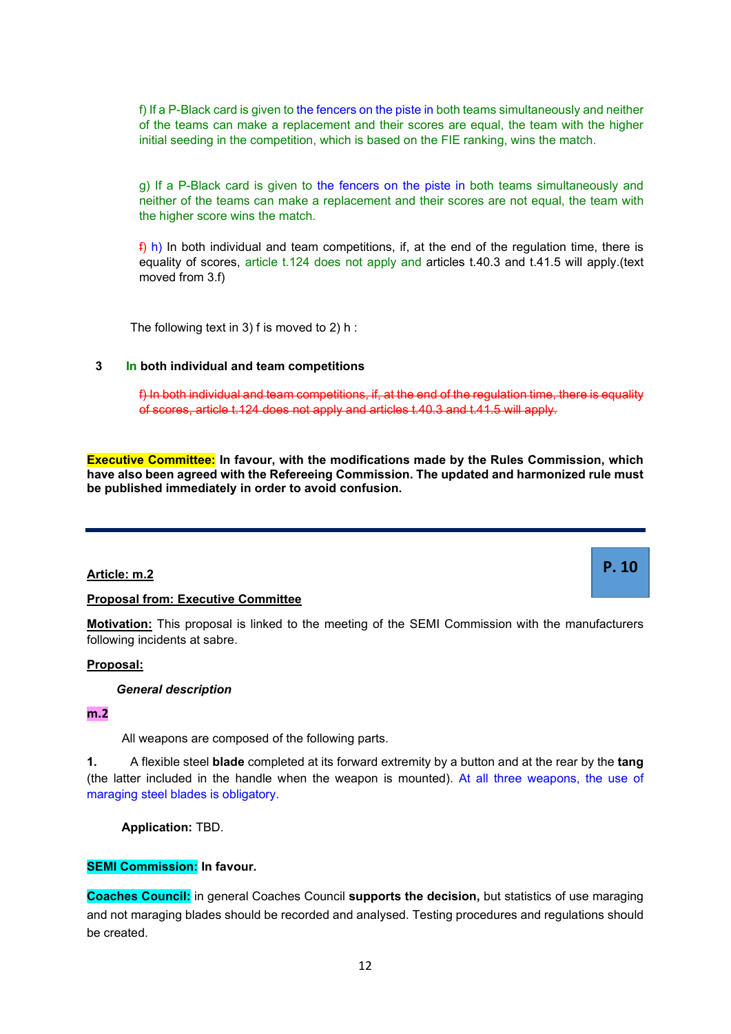f) If a P-Black card is given to the fencers on the piste in both teams simultaneously and neither of the teams can make a replacement and their scores are equal, the team with the higher initial seeding in the competition, which is based on the FIE ranking, wins the match.

g) If a P-Black card is given to the fencers on the piste in both teams simultaneously and neither of the teams can make a replacement and their scores are not equal, the team with the higher score wins the match.

~~f)~~ h) In both individual and team competitions, if, at the end of the regulation time, there is equality of scores, article t.124 does not apply and articles t.40.3 and t.41.5 will apply.(text moved from 3.f)

The following text in 3) f is moved to 2) h :

**3 In both individual and team competitions**

~~f) In both individual and team competitions, if, at the end of the regulation time, there is equality of scores, article t.124 does not apply and articles t.40.3 and t.41.5 will apply.~~

**Executive Committee: In favour, with the modifications made by the Rules Commission, which have also been agreed with the Refereeing Commission. The updated and harmonized rule must be published immediately in order to avoid confusion.**

---

**P. 10**

**Article: m.2**

**Proposal from: Executive Committee**

**Motivation:** This proposal is linked to the meeting of the SEMI Commission with the manufacturers following incidents at sabre.

**Proposal:**

***General description***

**m.2**

All weapons are composed of the following parts.

**1.** A flexible steel **blade** completed at its forward extremity by a button and at the rear by the **tang** (the latter included in the handle when the weapon is mounted). At all three weapons, the use of maraging steel blades is obligatory.

**Application:** TBD.

**SEMI Commission: In favour.**

**Coaches Council:** in general Coaches Council **supports the decision,** but statistics of use maraging and not maraging blades should be recorded and analysed. Testing procedures and regulations should be created.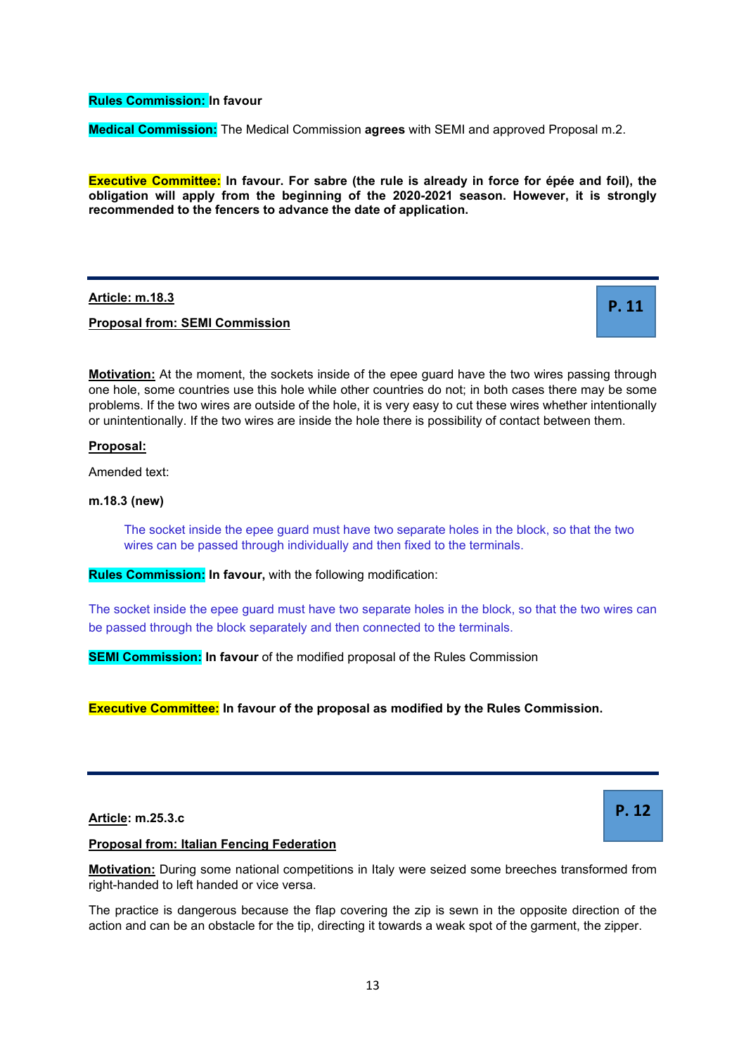**Rules Commission:** **In favour**

**Medical Commission:** The Medical Commission **agrees** with SEMI and approved Proposal m.2.

**Executive Committee: In favour. For sabre (the rule is already in force for épée and foil), the obligation will apply from the beginning of the 2020-2021 season. However, it is strongly recommended to the fencers to advance the date of application.**

---

**Article: m.18.3**

**Proposal from: SEMI Commission**

**P. 11**

**Motivation:** At the moment, the sockets inside of the epee guard have the two wires passing through one hole, some countries use this hole while other countries do not; in both cases there may be some problems. If the two wires are outside of the hole, it is very easy to cut these wires whether intentionally or unintentionally. If the two wires are inside the hole there is possibility of contact between them.

**Proposal:**

Amended text:

**m.18.3 (new)**

> The socket inside the epee guard must have two separate holes in the block, so that the two wires can be passed through individually and then fixed to the terminals.

**Rules Commission:** **In favour,** with the following modification:

The socket inside the epee guard must have two separate holes in the block, so that the two wires can be passed through the block separately and then connected to the terminals.

**SEMI Commission:** **In favour** of the modified proposal of the Rules Commission

**Executive Committee: In favour of the proposal as modified by the Rules Commission.**

---

**Article: m.25.3.c**

**Proposal from: Italian Fencing Federation**

**P. 12**

**Motivation:** During some national competitions in Italy were seized some breeches transformed from right-handed to left handed or vice versa.

The practice is dangerous because the flap covering the zip is sewn in the opposite direction of the action and can be an obstacle for the tip, directing it towards a weak spot of the garment, the zipper.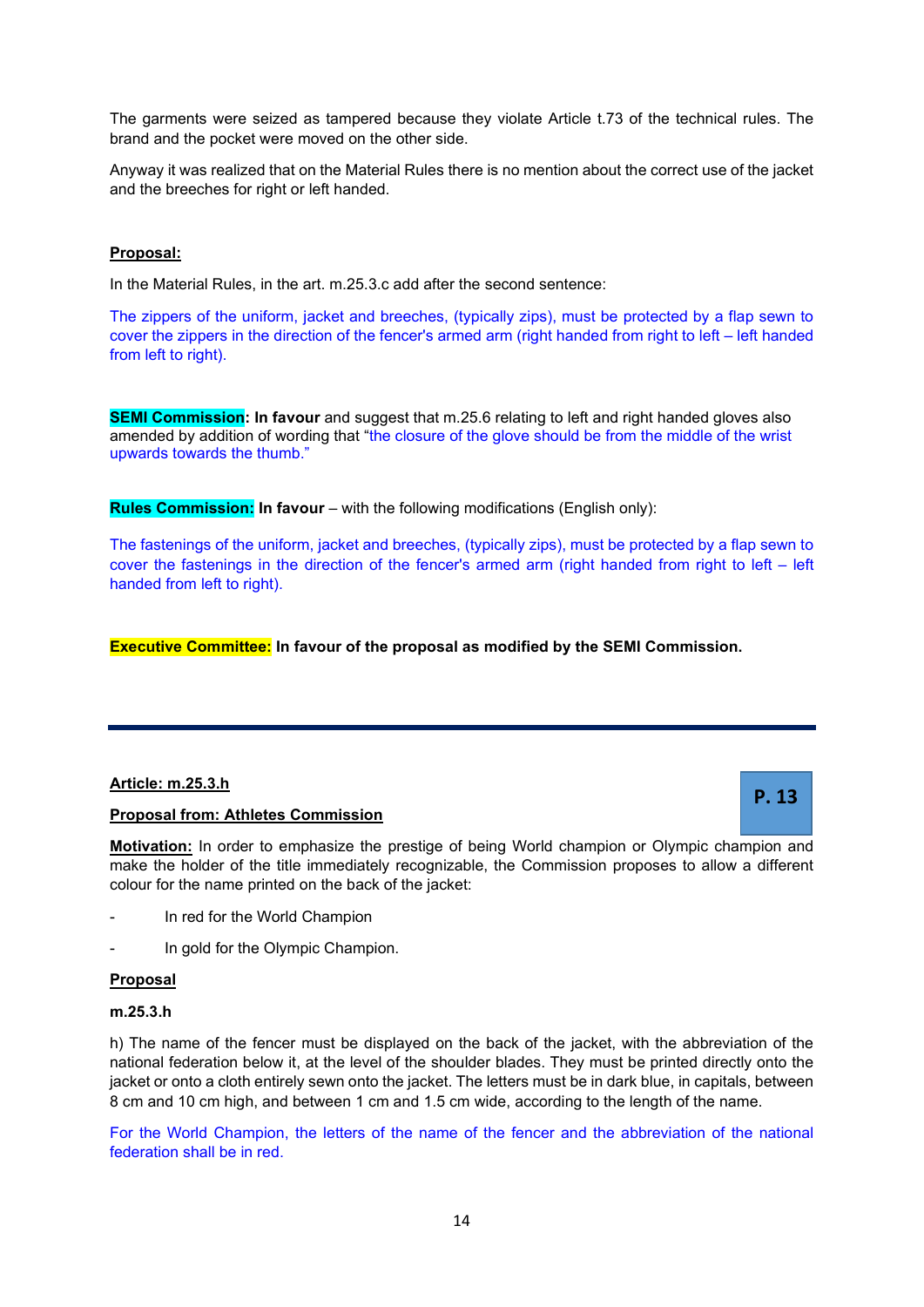The garments were seized as tampered because they violate Article t.73 of the technical rules. The brand and the pocket were moved on the other side.

Anyway it was realized that on the Material Rules there is no mention about the correct use of the jacket and the breeches for right or left handed.

**Proposal:**

In the Material Rules, in the art. m.25.3.c add after the second sentence:

The zippers of the uniform, jacket and breeches, (typically zips), must be protected by a flap sewn to cover the zippers in the direction of the fencer's armed arm (right handed from right to left – left handed from left to right).

**SEMI Commission: In favour** and suggest that m.25.6 relating to left and right handed gloves also amended by addition of wording that "the closure of the glove should be from the middle of the wrist upwards towards the thumb."

**Rules Commission: In favour** – with the following modifications (English only):

The fastenings of the uniform, jacket and breeches, (typically zips), must be protected by a flap sewn to cover the fastenings in the direction of the fencer's armed arm (right handed from right to left – left handed from left to right).

**Executive Committee: In favour of the proposal as modified by the SEMI Commission.**

---

**P. 13**

**Article: m.25.3.h**

**Proposal from: Athletes Commission**

**Motivation:** In order to emphasize the prestige of being World champion or Olympic champion and make the holder of the title immediately recognizable, the Commission proposes to allow a different colour for the name printed on the back of the jacket:

- In red for the World Champion
- In gold for the Olympic Champion.

**Proposal**

**m.25.3.h**

h) The name of the fencer must be displayed on the back of the jacket, with the abbreviation of the national federation below it, at the level of the shoulder blades. They must be printed directly onto the jacket or onto a cloth entirely sewn onto the jacket. The letters must be in dark blue, in capitals, between 8 cm and 10 cm high, and between 1 cm and 1.5 cm wide, according to the length of the name.

For the World Champion, the letters of the name of the fencer and the abbreviation of the national federation shall be in red.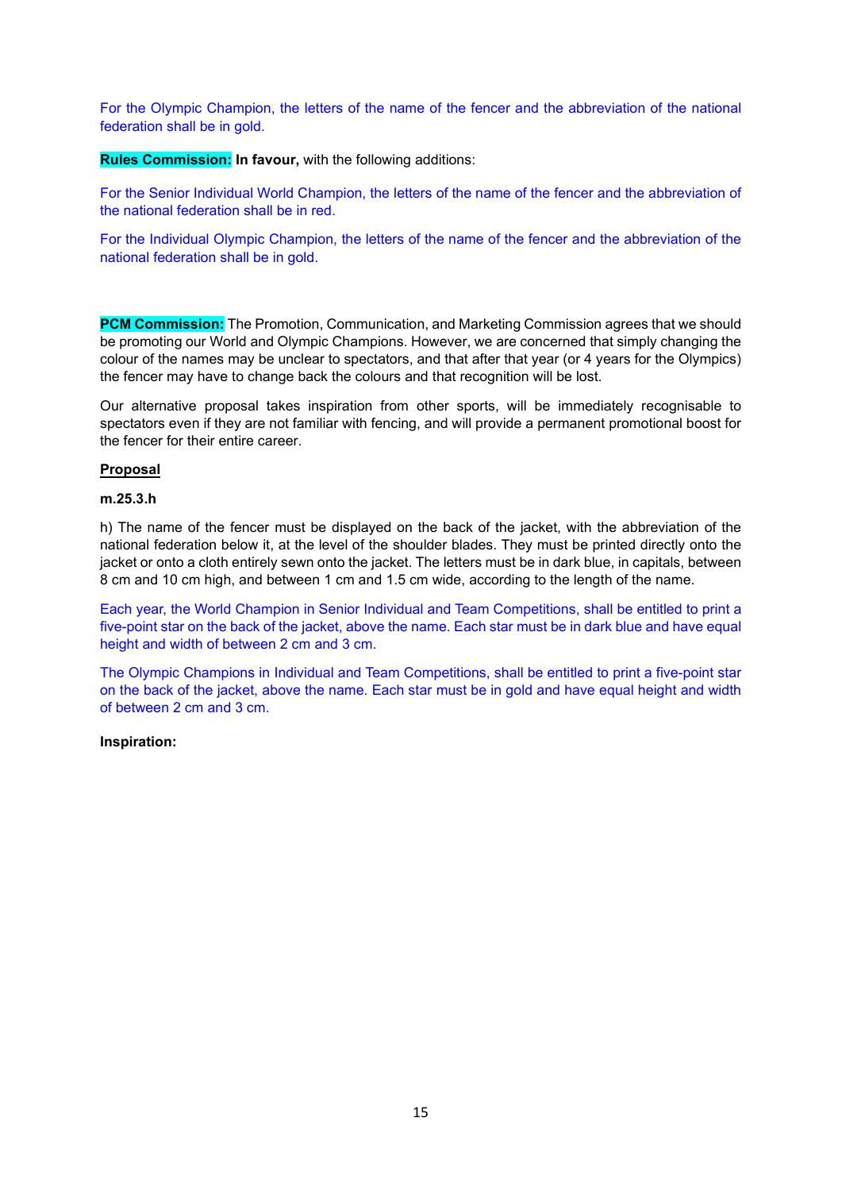For the Olympic Champion, the letters of the name of the fencer and the abbreviation of the national federation shall be in gold.

**Rules Commission:** **In favour,** with the following additions:

For the Senior Individual World Champion, the letters of the name of the fencer and the abbreviation of the national federation shall be in red.

For the Individual Olympic Champion, the letters of the name of the fencer and the abbreviation of the national federation shall be in gold.

**PCM Commission:** The Promotion, Communication, and Marketing Commission agrees that we should be promoting our World and Olympic Champions. However, we are concerned that simply changing the colour of the names may be unclear to spectators, and that after that year (or 4 years for the Olympics) the fencer may have to change back the colours and that recognition will be lost.

Our alternative proposal takes inspiration from other sports, will be immediately recognisable to spectators even if they are not familiar with fencing, and will provide a permanent promotional boost for the fencer for their entire career.

**Proposal**

**m.25.3.h**

h) The name of the fencer must be displayed on the back of the jacket, with the abbreviation of the national federation below it, at the level of the shoulder blades. They must be printed directly onto the jacket or onto a cloth entirely sewn onto the jacket. The letters must be in dark blue, in capitals, between 8 cm and 10 cm high, and between 1 cm and 1.5 cm wide, according to the length of the name.

Each year, the World Champion in Senior Individual and Team Competitions, shall be entitled to print a five-point star on the back of the jacket, above the name. Each star must be in dark blue and have equal height and width of between 2 cm and 3 cm.

The Olympic Champions in Individual and Team Competitions, shall be entitled to print a five-point star on the back of the jacket, above the name. Each star must be in gold and have equal height and width of between 2 cm and 3 cm.

**Inspiration:**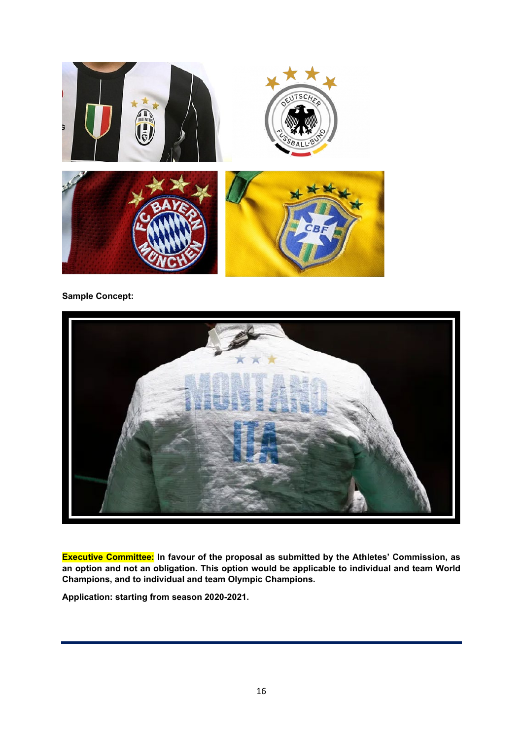**Sample Concept:**

**Executive Committee:** **In favour of the proposal as submitted by the Athletes' Commission, as an option and not an obligation. This option would be applicable to individual and team World Champions, and to individual and team Olympic Champions.**

**Application: starting from season 2020-2021.**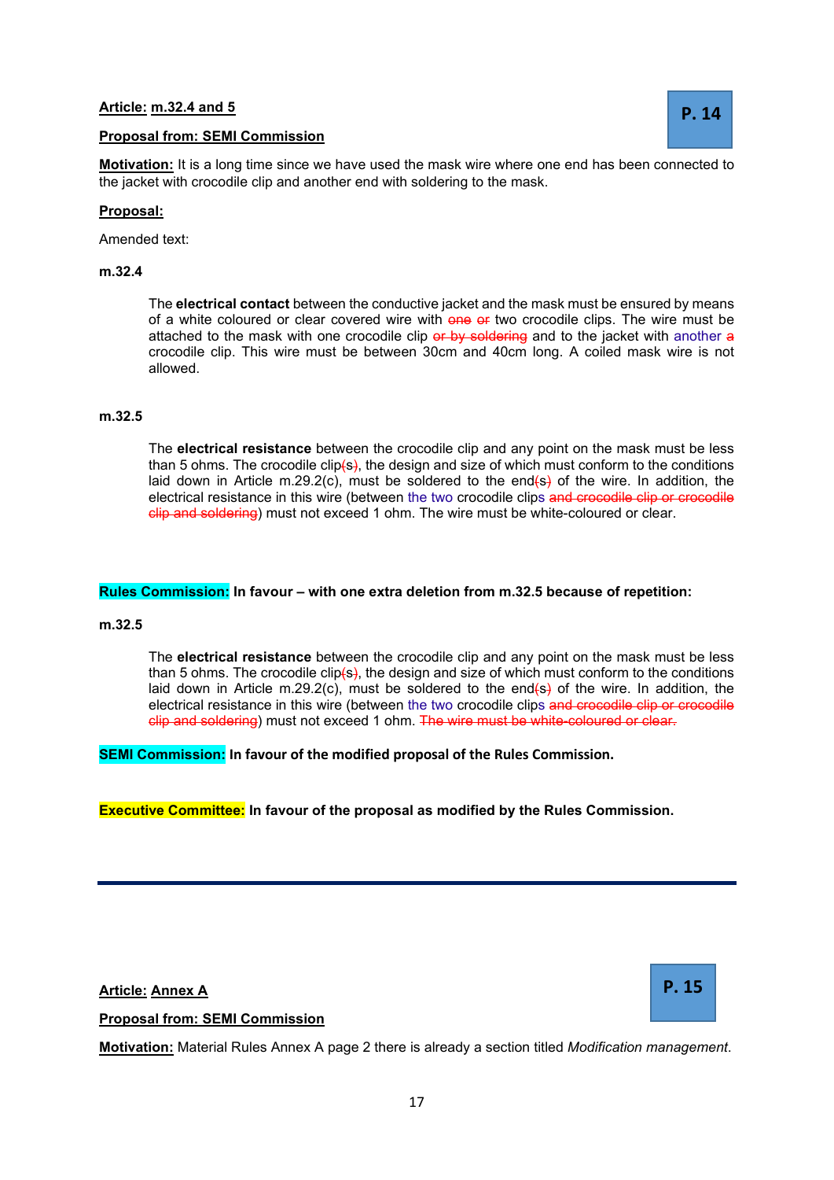**Article:** **m.32.4 and 5**

**P. 14**

**Proposal from: SEMI Commission**

**Motivation:** It is a long time since we have used the mask wire where one end has been connected to the jacket with crocodile clip and another end with soldering to the mask.

**Proposal:**

Amended text:

**m.32.4**

The **electrical contact** between the conductive jacket and the mask must be ensured by means of a white coloured or clear covered wire with ~~one or~~ two crocodile clips. The wire must be attached to the mask with one crocodile clip ~~or by soldering~~ and to the jacket with another ~~a~~ crocodile clip. This wire must be between 30cm and 40cm long. A coiled mask wire is not allowed.

**m.32.5**

The **electrical resistance** between the crocodile clip and any point on the mask must be less than 5 ohms. The crocodile clip~~(s)~~, the design and size of which must conform to the conditions laid down in Article m.29.2(c), must be soldered to the end~~(s)~~ of the wire. In addition, the electrical resistance in this wire (between the two crocodile clips ~~and crocodile clip or crocodile clip and soldering~~) must not exceed 1 ohm. The wire must be white-coloured or clear.

**Rules Commission: In favour – with one extra deletion from m.32.5 because of repetition:**

**m.32.5**

The **electrical resistance** between the crocodile clip and any point on the mask must be less than 5 ohms. The crocodile clip~~(s)~~, the design and size of which must conform to the conditions laid down in Article m.29.2(c), must be soldered to the end~~(s)~~ of the wire. In addition, the electrical resistance in this wire (between the two crocodile clips ~~and crocodile clip or crocodile clip and soldering~~) must not exceed 1 ohm. ~~The wire must be white-coloured or clear.~~

**SEMI Commission: In favour of the modified proposal of the Rules Commission.**

**Executive Committee: In favour of the proposal as modified by the Rules Commission.**

---

**Article:** **Annex A**

**P. 15**

**Proposal from: SEMI Commission**

**Motivation:** Material Rules Annex A page 2 there is already a section titled *Modification management*.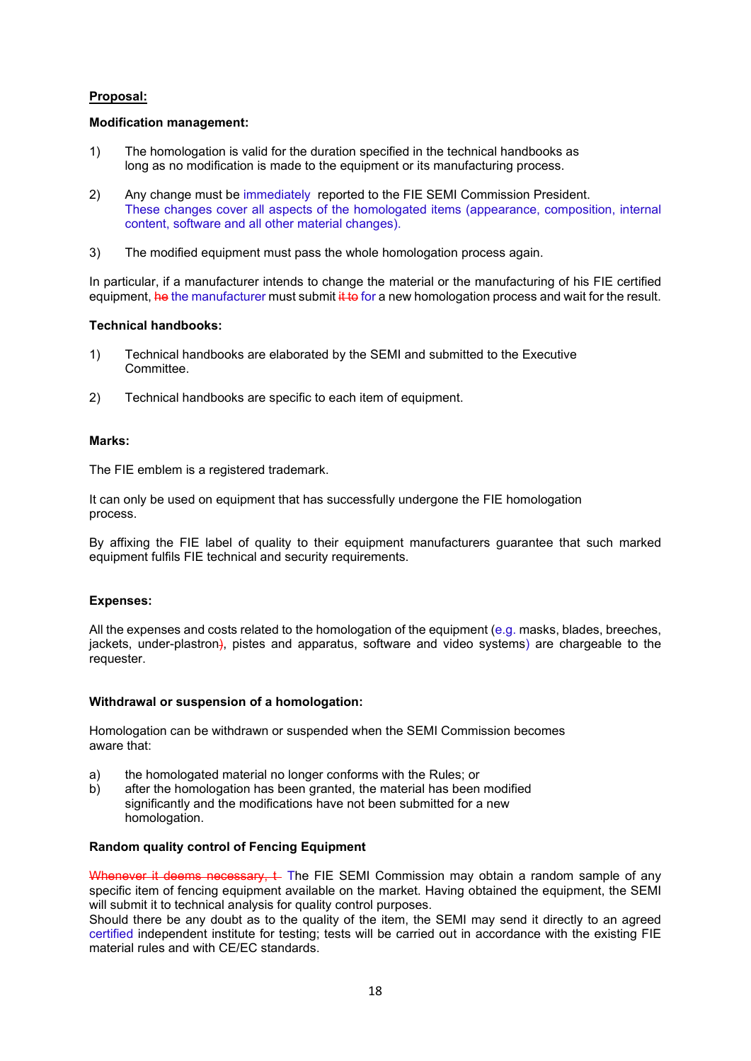**Proposal:**

**Modification management:**

1) The homologation is valid for the duration specified in the technical handbooks as long as no modification is made to the equipment or its manufacturing process.

2) Any change must be immediately reported to the FIE SEMI Commission President. These changes cover all aspects of the homologated items (appearance, composition, internal content, software and all other material changes).

3) The modified equipment must pass the whole homologation process again.

In particular, if a manufacturer intends to change the material or the manufacturing of his FIE certified equipment, ~~he~~ the manufacturer must submit ~~it to~~ for a new homologation process and wait for the result.

**Technical handbooks:**

1) Technical handbooks are elaborated by the SEMI and submitted to the Executive Committee.

2) Technical handbooks are specific to each item of equipment.

**Marks:**

The FIE emblem is a registered trademark.

It can only be used on equipment that has successfully undergone the FIE homologation process.

By affixing the FIE label of quality to their equipment manufacturers guarantee that such marked equipment fulfils FIE technical and security requirements.

**Expenses:**

All the expenses and costs related to the homologation of the equipment (e.g. masks, blades, breeches, jackets, under-plastron~~)~~, pistes and apparatus, software and video systems) are chargeable to the requester.

**Withdrawal or suspension of a homologation:**

Homologation can be withdrawn or suspended when the SEMI Commission becomes aware that:

a) the homologated material no longer conforms with the Rules; or
b) after the homologation has been granted, the material has been modified significantly and the modifications have not been submitted for a new homologation.

**Random quality control of Fencing Equipment**

~~Whenever it deems necessary, t~~ The FIE SEMI Commission may obtain a random sample of any specific item of fencing equipment available on the market. Having obtained the equipment, the SEMI will submit it to technical analysis for quality control purposes.
Should there be any doubt as to the quality of the item, the SEMI may send it directly to an agreed certified independent institute for testing; tests will be carried out in accordance with the existing FIE material rules and with CE/EC standards.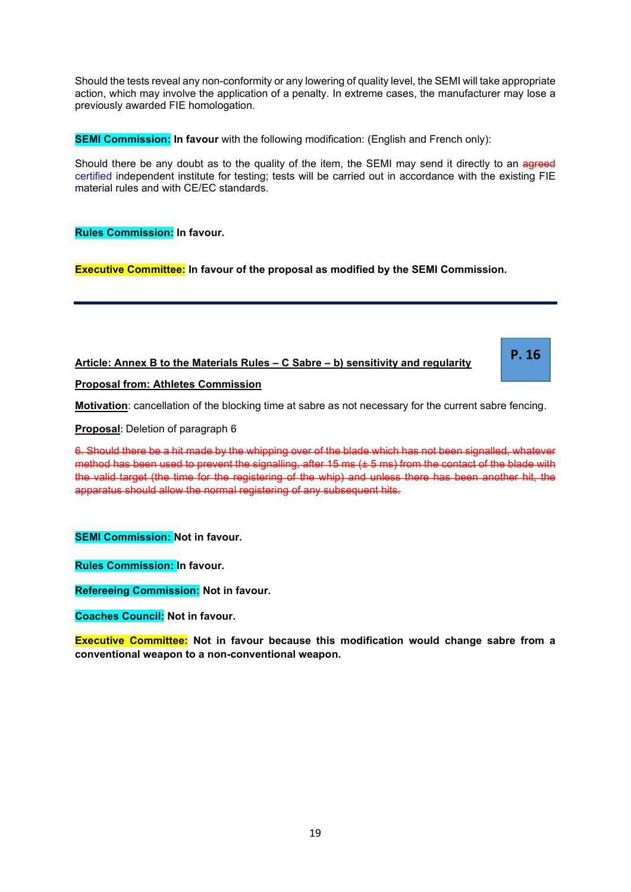Should the tests reveal any non-conformity or any lowering of quality level, the SEMI will take appropriate action, which may involve the application of a penalty. In extreme cases, the manufacturer may lose a previously awarded FIE homologation.

**SEMI Commission: In favour** with the following modification: (English and French only):

Should there be any doubt as to the quality of the item, the SEMI may send it directly to an ~~agreed~~ certified independent institute for testing; tests will be carried out in accordance with the existing FIE material rules and with CE/EC standards.

**Rules Commission: In favour.**

**Executive Committee: In favour of the proposal as modified by the SEMI Commission.**

---

**P. 16**

**Article: Annex B to the Materials Rules – C Sabre – b) sensitivity and regularity**

**Proposal from: Athletes Commission**

**Motivation**: cancellation of the blocking time at sabre as not necessary for the current sabre fencing.

**Proposal**: Deletion of paragraph 6

~~6. Should there be a hit made by the whipping over of the blade which has not been signalled, whatever method has been used to prevent the signalling, after 15 ms (± 5 ms) from the contact of the blade with the valid target (the time for the registering of the whip) and unless there has been another hit, the apparatus should allow the normal registering of any subsequent hits.~~

**SEMI Commission: Not in favour.**

**Rules Commission: In favour.**

**Refereeing Commission: Not in favour.**

**Coaches Council: Not in favour.**

**Executive Committee: Not in favour because this modification would change sabre from a conventional weapon to a non-conventional weapon.**